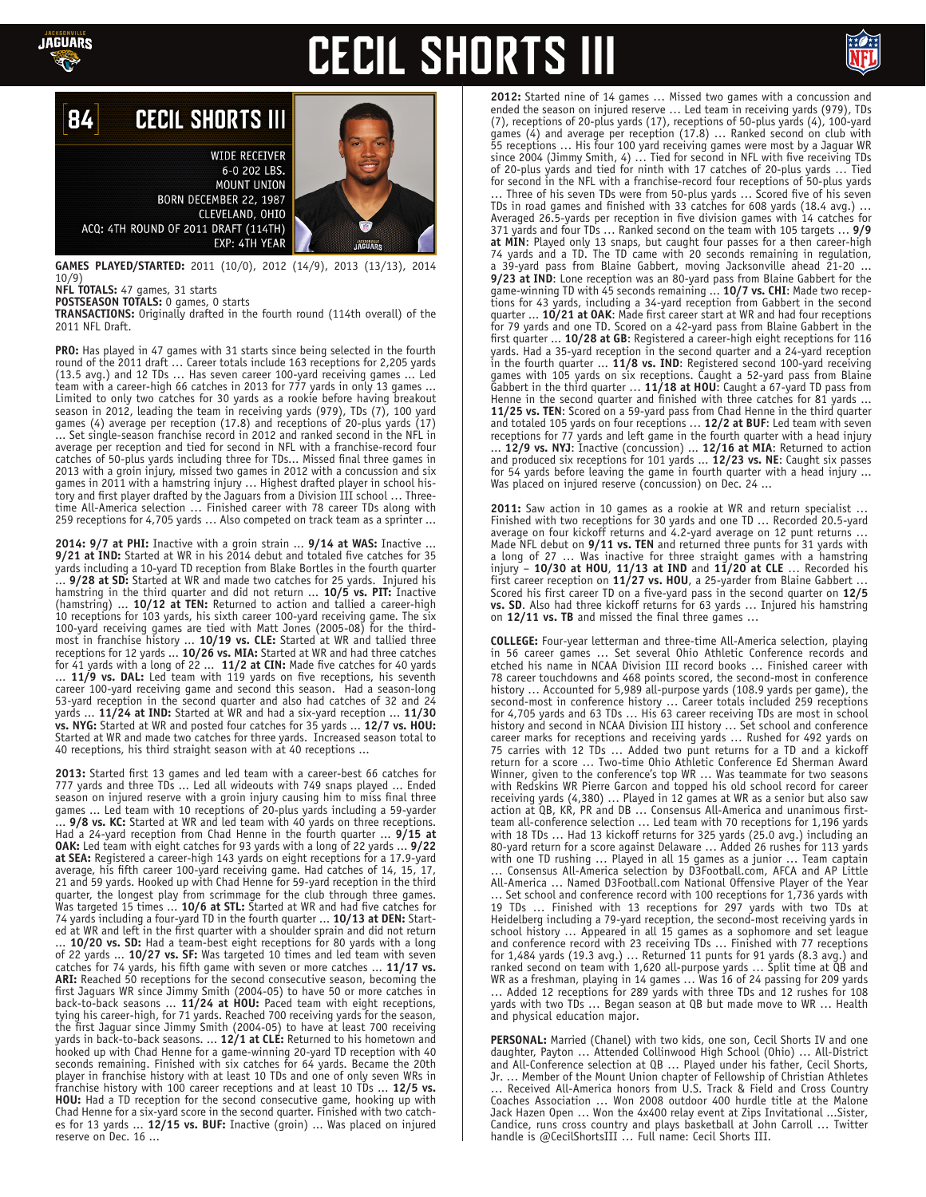# CECIL SHORTS III

## 84 CECIL SHORTS III

WIDE RECEIVER
6-0 202 LBS.
MOUNT UNION
BORN DECEMBER 22, 1987
CLEVELAND, OHIO
ACQ: 4TH ROUND OF 2011 DRAFT (114TH)
EXP: 4TH YEAR

**GAMES PLAYED/STARTED:** 2011 (10/0), 2012 (14/9), 2013 (13/13), 2014 10/9)
**NFL TOTALS:** 47 games, 31 starts
**POSTSEASON TOTALS:** 0 games, 0 starts
**TRANSACTIONS:** Originally drafted in the fourth round (114th overall) of the 2011 NFL Draft.

**PRO:** Has played in 47 games with 31 starts since being selected in the fourth round of the 2011 draft … Career totals include 163 receptions for 2,205 yards (13.5 avg.) and 12 TDs … Has seven career 100-yard receiving games … Led team with a career-high 66 catches in 2013 for 777 yards in only 13 games … Limited to only two catches for 30 yards as a rookie before having breakout season in 2012, leading the team in receiving yards (979), TDs (7), 100 yard games (4) average per reception (17.8) and receptions of 20-plus yards (17) … Set single-season franchise record in 2012 and ranked second in the NFL in average per reception and tied for second in NFL with a franchise-record four catches of 50-plus yards including three for TDs… Missed final three games in 2013 with a groin injury, missed two games in 2012 with a concussion and six games in 2011 with a hamstring injury … Highest drafted player in school history and first player drafted by the Jaguars from a Division III school … Three-time All-America selection … Finished career with 78 career TDs along with 259 receptions for 4,705 yards … Also competed on track team as a sprinter …

**2014: 9/7 at PHI:** Inactive with a groin strain … **9/14 at WAS:** Inactive … **9/21 at IND:** Started at WR in his 2014 debut and totaled five catches for 35 yards including a 10-yard TD reception from Blake Bortles in the fourth quarter … **9/28 at SD:** Started at WR and made two catches for 25 yards. Injured his hamstring in the third quarter and did not return … **10/5 vs. PIT:** Inactive (hamstring) … **10/12 at TEN:** Returned to action and tallied a career-high 10 receptions for 103 yards, his sixth career 100-yard receiving game. The six 100-yard receiving games are tied with Matt Jones (2005-08) for the third-most in franchise history … **10/19 vs. CLE:** Started at WR and tallied three receptions for 12 yards … **10/26 vs. MIA:** Started at WR and had three catches for 41 yards with a long of 22 … **11/2 at CIN:** Made five catches for 40 yards … **11/9 vs. DAL:** Led team with 119 yards on five receptions, his seventh career 100-yard receiving game and second this season. Had a season-long 53-yard reception in the second quarter and also had catches of 32 and 24 yards … **11/24 at IND:** Started at WR and had a six-yard reception … **11/30 vs. NYG:** Started at WR and posted four catches for 35 yards … **12/7 vs. HOU:** Started at WR and made two catches for three yards. Increased season total to 40 receptions, his third straight season with at 40 receptions …

**2013:** Started first 13 games and led team with a career-best 66 catches for 777 yards and three TDs … Led all wideouts with 749 snaps played … Ended season on injured reserve with a groin injury causing him to miss final three games … Led team with 10 receptions of 20-plus yards including a 59-yarder … **9/8 vs. KC:** Started at WR and led team with 40 yards on three receptions. Had a 24-yard reception from Chad Henne in the fourth quarter … **9/15 at OAK:** Led team with eight catches for 93 yards with a long of 22 yards … **9/22 at SEA:** Registered a career-high 143 yards on eight receptions for a 17.9-yard average, his fifth career 100-yard receiving game. Had catches of 14, 15, 17, 21 and 59 yards. Hooked up with Chad Henne for 59-yard reception in the third quarter, the longest play from scrimmage for the club through three games. Was targeted 15 times … **10/6 at STL:** Started at WR and had five catches for 74 yards including a four-yard TD in the fourth quarter … **10/13 at DEN:** Started at WR and left in the first quarter with a shoulder sprain and did not return … **10/20 vs. SD:** Had a team-best eight receptions for 80 yards with a long of 22 yards … **10/27 vs. SF:** Was targeted 10 times and led team with seven catches for 74 yards, his fifth game with seven or more catches … **11/17 vs. ARI:** Reached 50 receptions for the second consecutive season, becoming the first Jaguars WR since Jimmy Smith (2004-05) to have 50 or more catches in back-to-back seasons … **11/24 at HOU:** Paced team with eight receptions, tying his career-high, for 71 yards. Reached 700 receiving yards for the season, the first Jaguar since Jimmy Smith (2004-05) to have at least 700 receiving yards in back-to-back seasons. … **12/1 at CLE:** Returned to his hometown and hooked up with Chad Henne for a game-winning 20-yard TD reception with 40 seconds remaining. Finished with six catches for 64 yards. Became the 20th player in franchise history with at least 10 TDs and one of only seven WRs in franchise history with 100 career receptions and at least 10 TDs … **12/5 vs. HOU:** Had a TD reception for the second consecutive game, hooking up with Chad Henne for a six-yard score in the second quarter. Finished with two catches for 13 yards … **12/15 vs. BUF:** Inactive (groin) … Was placed on injured reserve on Dec. 16 …

**2012:** Started nine of 14 games … Missed two games with a concussion and ended the season on injured reserve … Led team in receiving yards (979), TDs (7), receptions of 20-plus yards (17), receptions of 50-plus yards (4), 100-yard games (4) and average per reception (17.8) … Ranked second on club with 55 receptions … His four 100 yard receiving games were most by a Jaguar WR since 2004 (Jimmy Smith, 4) … Tied for second in NFL with five receiving TDs of 20-plus yards and tied for ninth with 17 catches of 20-plus yards … Tied for second in the NFL with a franchise-record four receptions of 50-plus yards … Three of his seven TDs were from 50-plus yards … Scored five of his seven TDs in road games and finished with 33 catches for 608 yards (18.4 avg.) … Averaged 26.5-yards per reception in five division games with 14 catches for 371 yards and four TDs … Ranked second on the team with 105 targets … **9/9 at MIN**: Played only 13 snaps, but caught four passes for a then career-high 74 yards and a TD. The TD came with 20 seconds remaining in regulation, a 39-yard pass from Blaine Gabbert, moving Jacksonville ahead 21-20 … **9/23 at IND**: Lone reception was an 80-yard pass from Blaine Gabbert for the game-winning TD with 45 seconds remaining … **10/7 vs. CHI**: Made two receptions for 43 yards, including a 34-yard reception from Gabbert in the second quarter … **10/21 at OAK**: Made first career start at WR and had four receptions for 79 yards and one TD. Scored on a 42-yard pass from Blaine Gabbert in the first quarter … **10/28 at GB**: Registered a career-high eight receptions for 116 yards. Had a 35-yard reception in the second quarter and a 24-yard reception in the fourth quarter … **11/8 vs. IND**: Registered second 100-yard receiving games with 105 yards on six receptions. Caught a 52-yard pass from Blaine Gabbert in the third quarter … **11/18 at HOU**: Caught a 67-yard TD pass from Henne in the second quarter and finished with three catches for 81 yards … **11/25 vs. TEN**: Scored on a 59-yard pass from Chad Henne in the third quarter and totaled 105 yards on four receptions … **12/2 at BUF**: Led team with seven receptions for 77 yards and left game in the fourth quarter with a head injury … **12/9 vs. NYJ**: Inactive (concussion) … **12/16 at MIA**: Returned to action and produced six receptions for 101 yards … **12/23 vs. NE**: Caught six passes for 54 yards before leaving the game in fourth quarter with a head injury … Was placed on injured reserve (concussion) on Dec. 24 …

**2011:** Saw action in 10 games as a rookie at WR and return specialist … Finished with two receptions for 30 yards and one TD … Recorded 20.5-yard average on four kickoff returns and 4.2-yard average on 12 punt returns … Made NFL debut on **9/11 vs. TEN** and returned three punts for 31 yards with a long of 27 … Was inactive for three straight games with a hamstring injury – **10/30 at HOU**, **11/13 at IND** and **11/20 at CLE** … Recorded his first career reception on **11/27 vs. HOU**, a 25-yarder from Blaine Gabbert … Scored his first career TD on a five-yard pass in the second quarter on **12/5 vs. SD**. Also had three kickoff returns for 63 yards … Injured his hamstring on **12/11 vs. TB** and missed the final three games …

**COLLEGE:** Four-year letterman and three-time All-America selection, playing in 56 career games … Set several Ohio Athletic Conference records and etched his name in NCAA Division III record books … Finished career with 78 career touchdowns and 468 points scored, the second-most in conference history … Accounted for 5,989 all-purpose yards (108.9 yards per game), the second-most in conference history … Career totals included 259 receptions for 4,705 yards and 63 TDs … His 63 career receiving TDs are most in school history and second in NCAA Division III history … Set school and conference career marks for receptions and receiving yards … Rushed for 492 yards on 75 carries with 12 TDs … Added two punt returns for a TD and a kickoff return for a score … Two-time Ohio Athletic Conference Ed Sherman Award Winner, given to the conference's top WR … Was teammate for two seasons with Redskins WR Pierre Garcon and topped his old school record for career receiving yards (4,380) … Played in 12 games at WR as a senior but also saw action at QB, KR, PR and DB … Consensus All-America and unanimous first-team all-conference selection … Led team with 70 receptions for 1,196 yards with 18 TDs … Had 13 kickoff returns for 325 yards (25.0 avg.) including an 80-yard return for a score against Delaware … Added 26 rushes for 113 yards with one TD rushing … Played in all 15 games as a junior … Team captain … Consensus All-America selection by D3Football.com, AFCA and AP Little All-America … Named D3Football.com National Offensive Player of the Year … Set school and conference record with 100 receptions for 1,736 yards with 19 TDs … Finished with 13 receptions for 297 yards with two TDs at Heidelberg including a 79-yard reception, the second-most receiving yards in school history … Appeared in all 15 games as a sophomore and set league and conference record with 23 receiving TDs … Finished with 77 receptions for 1,484 yards (19.3 avg.) … Returned 11 punts for 91 yards (8.3 avg.) and ranked second on team with 1,620 all-purpose yards … Split time at QB and WR as a freshman, playing in 14 games … Was 16 of 24 passing for 209 yards … Added 12 receptions for 289 yards with three TDs and 12 rushes for 108 yards with two TDs … Began season at QB but made move to WR … Health and physical education major.

**PERSONAL:** Married (Chanel) with two kids, one son, Cecil Shorts IV and one daughter, Payton … Attended Collinwood High School (Ohio) … All-District and All-Conference selection at QB … Played under his father, Cecil Shorts, Jr. … Member of the Mount Union chapter of Fellowship of Christian Athletes … Received All-America honors from U.S. Track & Field and Cross Country Coaches Association … Won 2008 outdoor 400 hurdle title at the Malone Jack Hazen Open … Won the 4x400 relay event at Zips Invitational …Sister, Candice, runs cross country and plays basketball at John Carroll … Twitter handle is @CecilShortsIII … Full name: Cecil Shorts III.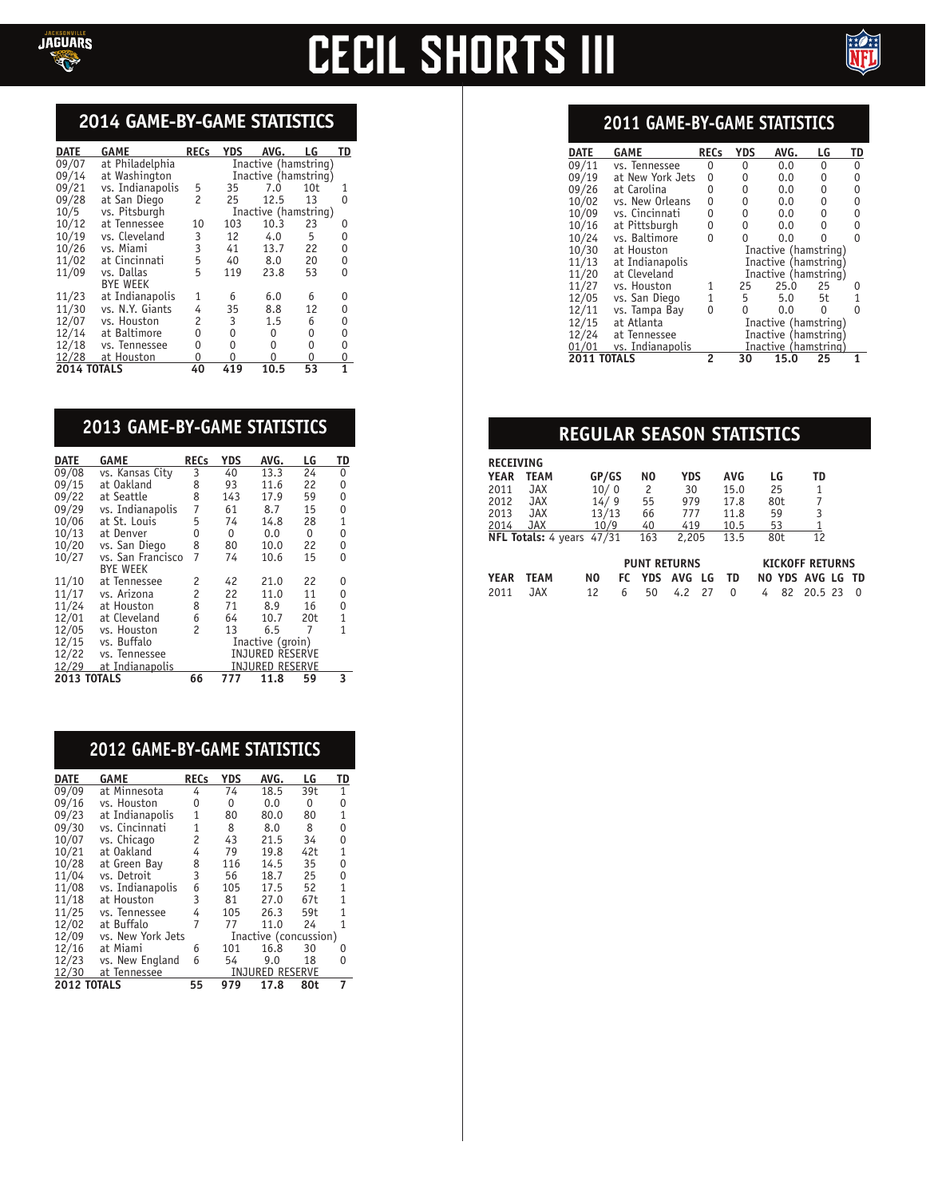# CECIL SHORTS III

## 2014 GAME-BY-GAME STATISTICS

| DATE | GAME | RECs | YDS | AVG. | LG | TD |
|---|---|---|---|---|---|---|
| 09/07 | at Philadelphia | Inactive (hamstring) | | | | |
| 09/14 | at Washington | Inactive (hamstring) | | | | |
| 09/21 | vs. Indianapolis | 5 | 35 | 7.0 | 10t | 1 |
| 09/28 | at San Diego | 2 | 25 | 12.5 | 13 | 0 |
| 10/5 | vs. Pitsburgh | Inactive (hamstring) | | | | |
| 10/12 | at Tennessee | 10 | 103 | 10.3 | 23 | 0 |
| 10/19 | vs. Cleveland | 3 | 12 | 4.0 | 5 | 0 |
| 10/26 | vs. Miami | 3 | 41 | 13.7 | 22 | 0 |
| 11/02 | at Cincinnati | 5 | 40 | 8.0 | 20 | 0 |
| 11/09 | vs. Dallas | 5 | 119 | 23.8 | 53 | 0 |
| | BYE WEEK | | | | | |
| 11/23 | at Indianapolis | 1 | 6 | 6.0 | 6 | 0 |
| 11/30 | vs. N.Y. Giants | 4 | 35 | 8.8 | 12 | 0 |
| 12/07 | vs. Houston | 2 | 3 | 1.5 | 6 | 0 |
| 12/14 | at Baltimore | 0 | 0 | 0 | 0 | 0 |
| 12/18 | vs. Tennessee | 0 | 0 | 0 | 0 | 0 |
| 12/28 | at Houston | 0 | 0 | 0 | 0 | 0 |
| **2014 TOTALS** | | **40** | **419** | **10.5** | **53** | **1** |

## 2013 GAME-BY-GAME STATISTICS

| DATE | GAME | RECs | YDS | AVG. | LG | TD |
|---|---|---|---|---|---|---|
| 09/08 | vs. Kansas City | 3 | 40 | 13.3 | 24 | 0 |
| 09/15 | at Oakland | 8 | 93 | 11.6 | 22 | 0 |
| 09/22 | at Seattle | 8 | 143 | 17.9 | 59 | 0 |
| 09/29 | vs. Indianapolis | 7 | 61 | 8.7 | 15 | 0 |
| 10/06 | at St. Louis | 5 | 74 | 14.8 | 28 | 1 |
| 10/13 | at Denver | 0 | 0 | 0.0 | 0 | 0 |
| 10/20 | vs. San Diego | 8 | 80 | 10.0 | 22 | 0 |
| 10/27 | vs. San Francisco | 7 | 74 | 10.6 | 15 | 0 |
| | BYE WEEK | | | | | |
| 11/10 | at Tennessee | 2 | 42 | 21.0 | 22 | 0 |
| 11/17 | vs. Arizona | 2 | 22 | 11.0 | 11 | 0 |
| 11/24 | at Houston | 8 | 71 | 8.9 | 16 | 0 |
| 12/01 | at Cleveland | 6 | 64 | 10.7 | 20t | 1 |
| 12/05 | vs. Houston | 2 | 13 | 6.5 | 7 | 1 |
| 12/15 | vs. Buffalo | Inactive (groin) | | | | |
| 12/22 | vs. Tennessee | INJURED RESERVE | | | | |
| 12/29 | at Indianapolis | INJURED RESERVE | | | | |
| **2013 TOTALS** | | **66** | **777** | **11.8** | **59** | **3** |

## 2012 GAME-BY-GAME STATISTICS

| DATE | GAME | RECs | YDS | AVG. | LG | TD |
|---|---|---|---|---|---|---|
| 09/09 | at Minnesota | 4 | 74 | 18.5 | 39t | 1 |
| 09/16 | vs. Houston | 0 | 0 | 0.0 | 0 | 0 |
| 09/23 | at Indianapolis | 1 | 80 | 80.0 | 80 | 1 |
| 09/30 | vs. Cincinnati | 1 | 8 | 8.0 | 8 | 0 |
| 10/07 | vs. Chicago | 2 | 43 | 21.5 | 34 | 0 |
| 10/21 | at Oakland | 4 | 79 | 19.8 | 42t | 1 |
| 10/28 | at Green Bay | 8 | 116 | 14.5 | 35 | 0 |
| 11/04 | vs. Detroit | 3 | 56 | 18.7 | 25 | 0 |
| 11/08 | vs. Indianapolis | 6 | 105 | 17.5 | 52 | 1 |
| 11/18 | at Houston | 3 | 81 | 27.0 | 67t | 1 |
| 11/25 | vs. Tennessee | 4 | 105 | 26.3 | 59t | 1 |
| 12/02 | at Buffalo | 7 | 77 | 11.0 | 24 | 1 |
| 12/09 | vs. New York Jets | Inactive (concussion) | | | | |
| 12/16 | at Miami | 6 | 101 | 16.8 | 30 | 0 |
| 12/23 | vs. New England | 6 | 54 | 9.0 | 18 | 0 |
| 12/30 | at Tennessee | INJURED RESERVE | | | | |
| **2012 TOTALS** | | **55** | **979** | **17.8** | **80t** | **7** |

## 2011 GAME-BY-GAME STATISTICS

| DATE | GAME | RECs | YDS | AVG. | LG | TD |
|---|---|---|---|---|---|---|
| 09/11 | vs. Tennessee | 0 | 0 | 0.0 | 0 | 0 |
| 09/19 | at New York Jets | 0 | 0 | 0.0 | 0 | 0 |
| 09/26 | at Carolina | 0 | 0 | 0.0 | 0 | 0 |
| 10/02 | vs. New Orleans | 0 | 0 | 0.0 | 0 | 0 |
| 10/09 | vs. Cincinnati | 0 | 0 | 0.0 | 0 | 0 |
| 10/16 | at Pittsburgh | 0 | 0 | 0.0 | 0 | 0 |
| 10/24 | vs. Baltimore | 0 | 0 | 0.0 | 0 | 0 |
| 10/30 | at Houston | Inactive (hamstring) | | | | |
| 11/13 | at Indianapolis | Inactive (hamstring) | | | | |
| 11/20 | at Cleveland | Inactive (hamstring) | | | | |
| 11/27 | vs. Houston | 1 | 25 | 25.0 | 25 | 0 |
| 12/05 | vs. San Diego | 1 | 5 | 5.0 | 5t | 1 |
| 12/11 | vs. Tampa Bay | 0 | 0 | 0.0 | 0 | 0 |
| 12/15 | at Atlanta | Inactive (hamstring) | | | | |
| 12/24 | at Tennessee | Inactive (hamstring) | | | | |
| 01/01 | vs. Indianapolis | Inactive (hamstring) | | | | |
| **2011 TOTALS** | | **2** | **30** | **15.0** | **25** | **1** |

## REGULAR SEASON STATISTICS

**RECEIVING**

| YEAR | TEAM | GP/GS | NO | YDS | AVG | LG | TD |
|---|---|---|---|---|---|---|---|
| 2011 | JAX | 10/ 0 | 2 | 30 | 15.0 | 25 | 1 |
| 2012 | JAX | 14/ 9 | 55 | 979 | 17.8 | 80t | 7 |
| 2013 | JAX | 13/13 | 66 | 777 | 11.8 | 59 | 3 |
| 2014 | JAX | 10/9 | 40 | 419 | 10.5 | 53 | 1 |
| **NFL Totals:** 4 years | | 47/31 | 163 | 2,205 | 13.5 | 80t | 12 |

| | | PUNT RETURNS | | | | | | KICKOFF RETURNS | | | | |
|---|---|---|---|---|---|---|---|---|---|---|---|---|
| YEAR | TEAM | NO | FC | YDS | AVG | LG | TD | NO | YDS | AVG | LG | TD |
| 2011 | JAX | 12 | 6 | 50 | 4.2 | 27 | 0 | 4 | 82 | 20.5 | 23 | 0 |